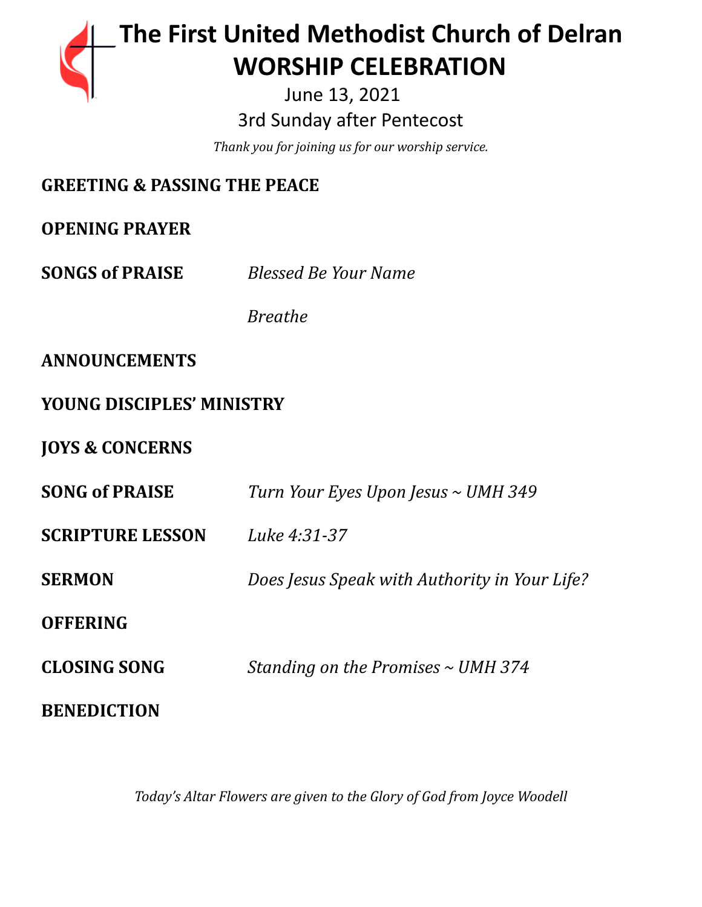# The First United Methodist Church of Delran
# WORSHIP CELEBRATION

June 13, 2021

3rd Sunday after Pentecost

*Thank you for joining us for our worship service.*

**GREETING & PASSING THE PEACE**

**OPENING PRAYER**

**SONGS of PRAISE** *Blessed Be Your Name*

*Breathe*

**ANNOUNCEMENTS**

**YOUNG DISCIPLES' MINISTRY**

**JOYS & CONCERNS**

**SONG of PRAISE** *Turn Your Eyes Upon Jesus ~ UMH 349*

**SCRIPTURE LESSON** *Luke 4:31-37*

**SERMON** *Does Jesus Speak with Authority in Your Life?*

**OFFERING**

**CLOSING SONG** *Standing on the Promises ~ UMH 374*

**BENEDICTION**

*Today's Altar Flowers are given to the Glory of God from Joyce Woodell*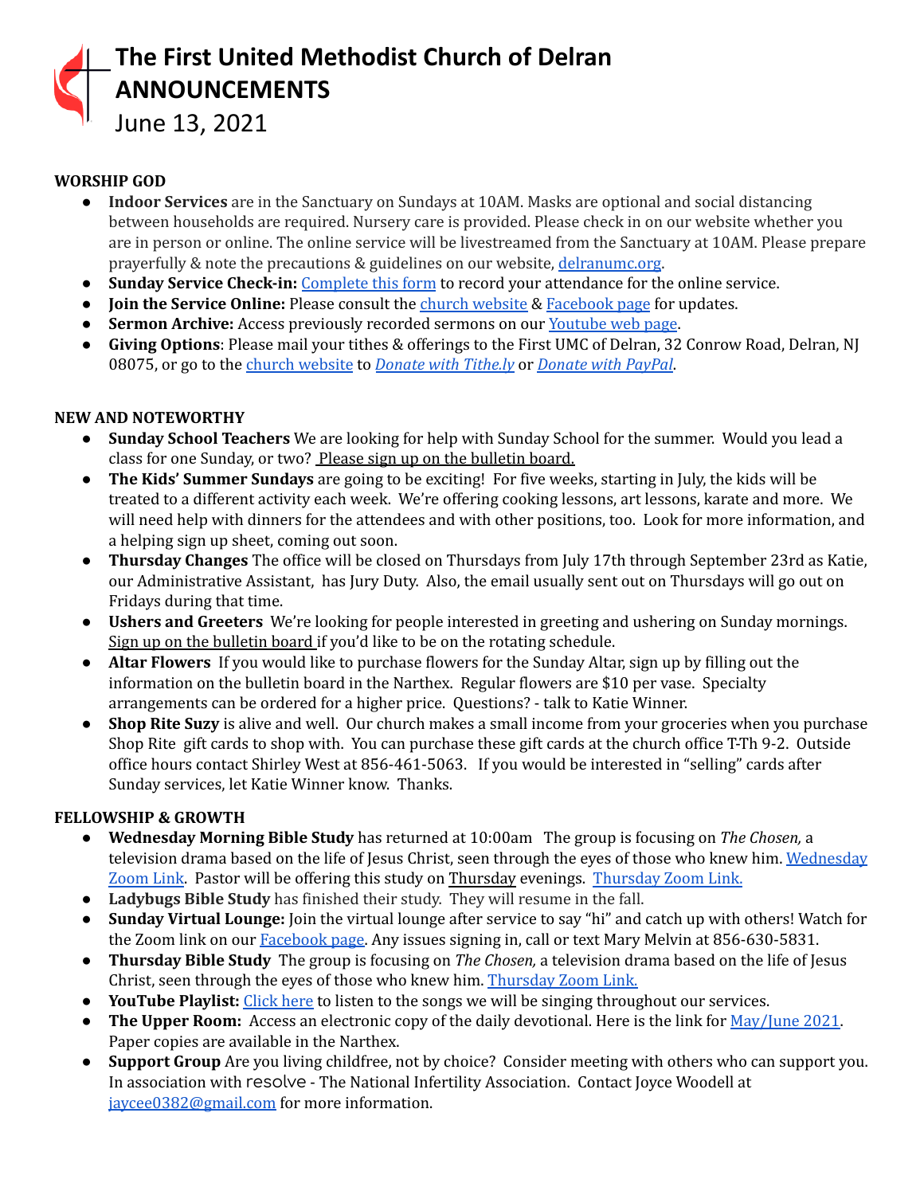# The First United Methodist Church of Delran
# ANNOUNCEMENTS
June 13, 2021

**WORSHIP GOD**

- **Indoor Services** are in the Sanctuary on Sundays at 10AM. Masks are optional and social distancing between households are required. Nursery care is provided. Please check in on our website whether you are in person or online. The online service will be livestreamed from the Sanctuary at 10AM. Please prepare prayerfully & note the precautions & guidelines on our website, delranumc.org.
- **Sunday Service Check-in:** Complete this form to record your attendance for the online service.
- **Join the Service Online:** Please consult the church website & Facebook page for updates.
- **Sermon Archive:** Access previously recorded sermons on our Youtube web page.
- **Giving Options**: Please mail your tithes & offerings to the First UMC of Delran, 32 Conrow Road, Delran, NJ 08075, or go to the church website to *Donate with Tithe.ly* or *Donate with PayPal*.

**NEW AND NOTEWORTHY**

- **Sunday School Teachers** We are looking for help with Sunday School for the summer. Would you lead a class for one Sunday, or two? Please sign up on the bulletin board.
- **The Kids' Summer Sundays** are going to be exciting! For five weeks, starting in July, the kids will be treated to a different activity each week. We're offering cooking lessons, art lessons, karate and more. We will need help with dinners for the attendees and with other positions, too. Look for more information, and a helping sign up sheet, coming out soon.
- **Thursday Changes** The office will be closed on Thursdays from July 17th through September 23rd as Katie, our Administrative Assistant, has Jury Duty. Also, the email usually sent out on Thursdays will go out on Fridays during that time.
- **Ushers and Greeters** We're looking for people interested in greeting and ushering on Sunday mornings. Sign up on the bulletin board if you'd like to be on the rotating schedule.
- **Altar Flowers** If you would like to purchase flowers for the Sunday Altar, sign up by filling out the information on the bulletin board in the Narthex. Regular flowers are $10 per vase. Specialty arrangements can be ordered for a higher price. Questions? - talk to Katie Winner.
- **Shop Rite Suzy** is alive and well. Our church makes a small income from your groceries when you purchase Shop Rite gift cards to shop with. You can purchase these gift cards at the church office T-Th 9-2. Outside office hours contact Shirley West at 856-461-5063. If you would be interested in "selling" cards after Sunday services, let Katie Winner know. Thanks.

**FELLOWSHIP & GROWTH**

- **Wednesday Morning Bible Study** has returned at 10:00am The group is focusing on *The Chosen,* a television drama based on the life of Jesus Christ, seen through the eyes of those who knew him. Wednesday Zoom Link. Pastor will be offering this study on Thursday evenings. Thursday Zoom Link.
- **Ladybugs Bible Study** has finished their study. They will resume in the fall.
- **Sunday Virtual Lounge:** Join the virtual lounge after service to say "hi" and catch up with others! Watch for the Zoom link on our Facebook page. Any issues signing in, call or text Mary Melvin at 856-630-5831.
- **Thursday Bible Study** The group is focusing on *The Chosen,* a television drama based on the life of Jesus Christ, seen through the eyes of those who knew him. Thursday Zoom Link.
- **YouTube Playlist:** Click here to listen to the songs we will be singing throughout our services.
- **The Upper Room:** Access an electronic copy of the daily devotional. Here is the link for May/June 2021. Paper copies are available in the Narthex.
- **Support Group** Are you living childfree, not by choice? Consider meeting with others who can support you. In association with resolve - The National Infertility Association. Contact Joyce Woodell at jaycee0382@gmail.com for more information.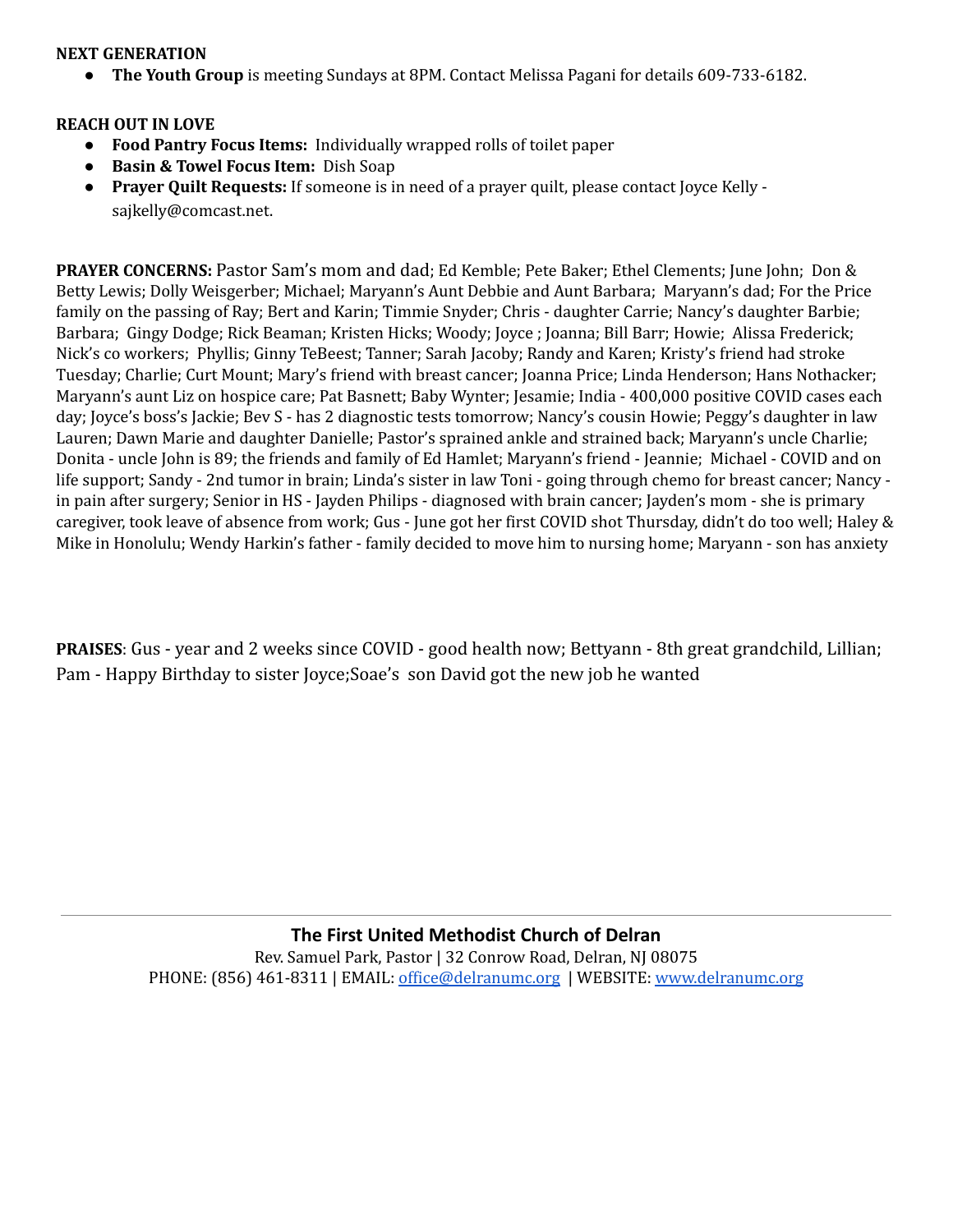**NEXT GENERATION**

- **The Youth Group** is meeting Sundays at 8PM. Contact Melissa Pagani for details 609-733-6182.

**REACH OUT IN LOVE**

- **Food Pantry Focus Items:** Individually wrapped rolls of toilet paper
- **Basin & Towel Focus Item:** Dish Soap
- **Prayer Quilt Requests:** If someone is in need of a prayer quilt, please contact Joyce Kelly - sajkelly@comcast.net.

**PRAYER CONCERNS:** Pastor Sam's mom and dad; Ed Kemble; Pete Baker; Ethel Clements; June John; Don & Betty Lewis; Dolly Weisgerber; Michael; Maryann's Aunt Debbie and Aunt Barbara; Maryann's dad; For the Price family on the passing of Ray; Bert and Karin; Timmie Snyder; Chris - daughter Carrie; Nancy's daughter Barbie; Barbara; Gingy Dodge; Rick Beaman; Kristen Hicks; Woody; Joyce ; Joanna; Bill Barr; Howie; Alissa Frederick; Nick's co workers; Phyllis; Ginny TeBeest; Tanner; Sarah Jacoby; Randy and Karen; Kristy's friend had stroke Tuesday; Charlie; Curt Mount; Mary's friend with breast cancer; Joanna Price; Linda Henderson; Hans Nothacker; Maryann's aunt Liz on hospice care; Pat Basnett; Baby Wynter; Jesamie; India - 400,000 positive COVID cases each day; Joyce's boss's Jackie; Bev S - has 2 diagnostic tests tomorrow; Nancy's cousin Howie; Peggy's daughter in law Lauren; Dawn Marie and daughter Danielle; Pastor's sprained ankle and strained back; Maryann's uncle Charlie; Donita - uncle John is 89; the friends and family of Ed Hamlet; Maryann's friend - Jeannie; Michael - COVID and on life support; Sandy - 2nd tumor in brain; Linda's sister in law Toni - going through chemo for breast cancer; Nancy - in pain after surgery; Senior in HS - Jayden Philips - diagnosed with brain cancer; Jayden's mom - she is primary caregiver, took leave of absence from work; Gus - June got her first COVID shot Thursday, didn't do too well; Haley & Mike in Honolulu; Wendy Harkin's father - family decided to move him to nursing home; Maryann - son has anxiety

**PRAISES**: Gus - year and 2 weeks since COVID - good health now; Bettyann - 8th great grandchild, Lillian; Pam - Happy Birthday to sister Joyce;Soae's son David got the new job he wanted

---

**The First United Methodist Church of Delran**

Rev. Samuel Park, Pastor | 32 Conrow Road, Delran, NJ 08075

PHONE: (856) 461-8311 | EMAIL: office@delranumc.org | WEBSITE: www.delranumc.org